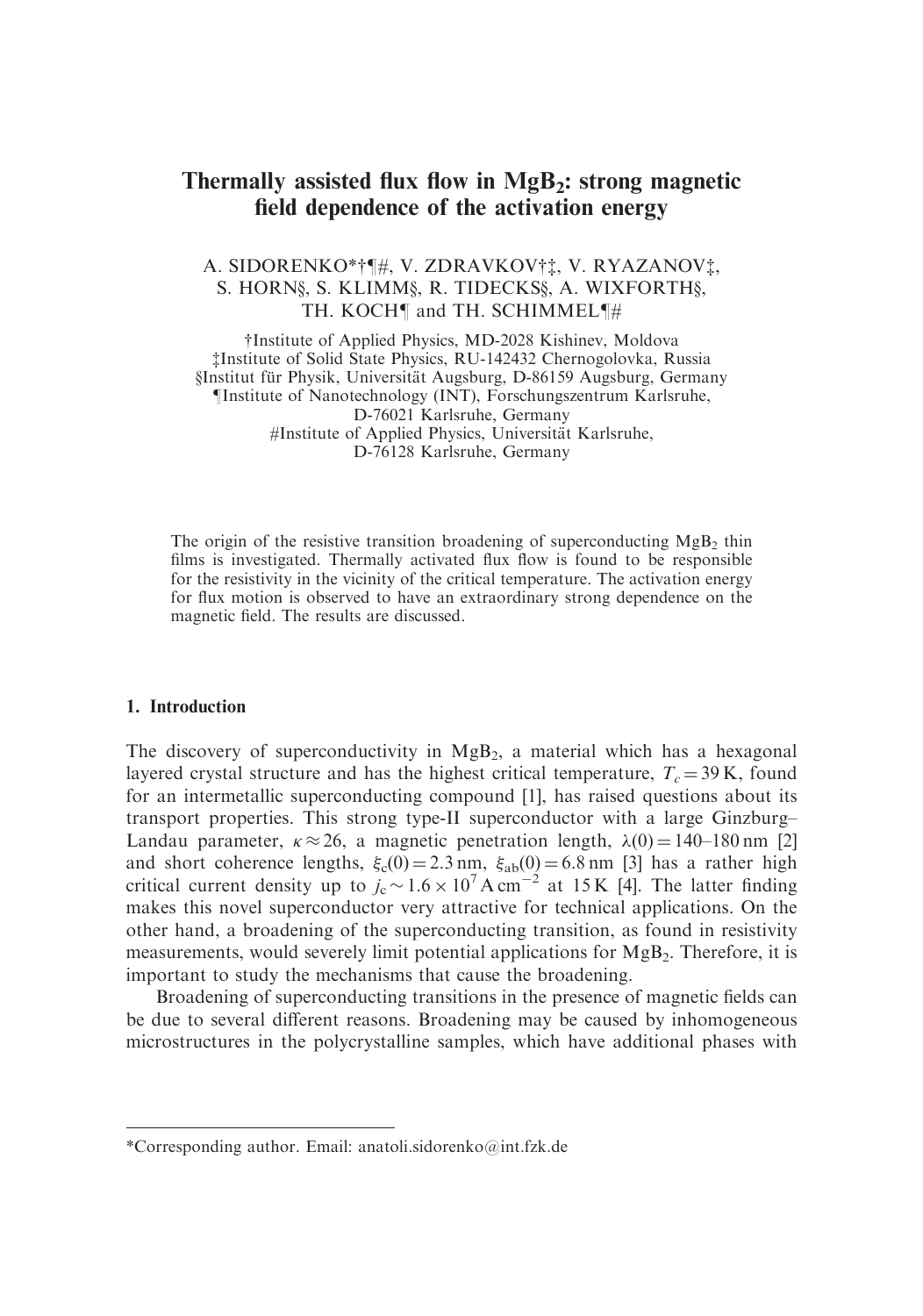# Thermally assisted flux flow in $MgB_2$: strong magnetic field dependence of the activation energy

A. SIDORENKO*†¶#, V. ZDRAVKOV†‡, V. RYAZANOV‡, S. HORN§, S. KLIMM§, R. TIDECKS§, A. WIXFORTH§, TH. KOCH¶ and TH. SCHIMMEL¶#

†Institute of Applied Physics, MD-2028 Kishinev, Moldova
‡Institute of Solid State Physics, RU-142432 Chernogolovka, Russia
§Institut für Physik, Universität Augsburg, D-86159 Augsburg, Germany
¶Institute of Nanotechnology (INT), Forschungszentrum Karlsruhe, D-76021 Karlsruhe, Germany
#Institute of Applied Physics, Universität Karlsruhe, D-76128 Karlsruhe, Germany

The origin of the resistive transition broadening of superconducting $MgB_2$ thin films is investigated. Thermally activated flux flow is found to be responsible for the resistivity in the vicinity of the critical temperature. The activation energy for flux motion is observed to have an extraordinary strong dependence on the magnetic field. The results are discussed.

## 1. Introduction

The discovery of superconductivity in $MgB_2$, a material which has a hexagonal layered crystal structure and has the highest critical temperature, $T_c = 39\,K$, found for an intermetallic superconducting compound [1], has raised questions about its transport properties. This strong type-II superconductor with a large Ginzburg–Landau parameter, $\kappa \approx 26$, a magnetic penetration length, $\lambda(0) = 140–180\,nm$ [2] and short coherence lengths, $\xi_c(0) = 2.3\,nm$, $\xi_{ab}(0) = 6.8\,nm$ [3] has a rather high critical current density up to $j_c \sim 1.6 \times 10^7\,A\,cm^{-2}$ at 15 K [4]. The latter finding makes this novel superconductor very attractive for technical applications. On the other hand, a broadening of the superconducting transition, as found in resistivity measurements, would severely limit potential applications for $MgB_2$. Therefore, it is important to study the mechanisms that cause the broadening.

Broadening of superconducting transitions in the presence of magnetic fields can be due to several different reasons. Broadening may be caused by inhomogeneous microstructures in the polycrystalline samples, which have additional phases with

*Corresponding author. Email: anatoli.sidorenko@int.fzk.de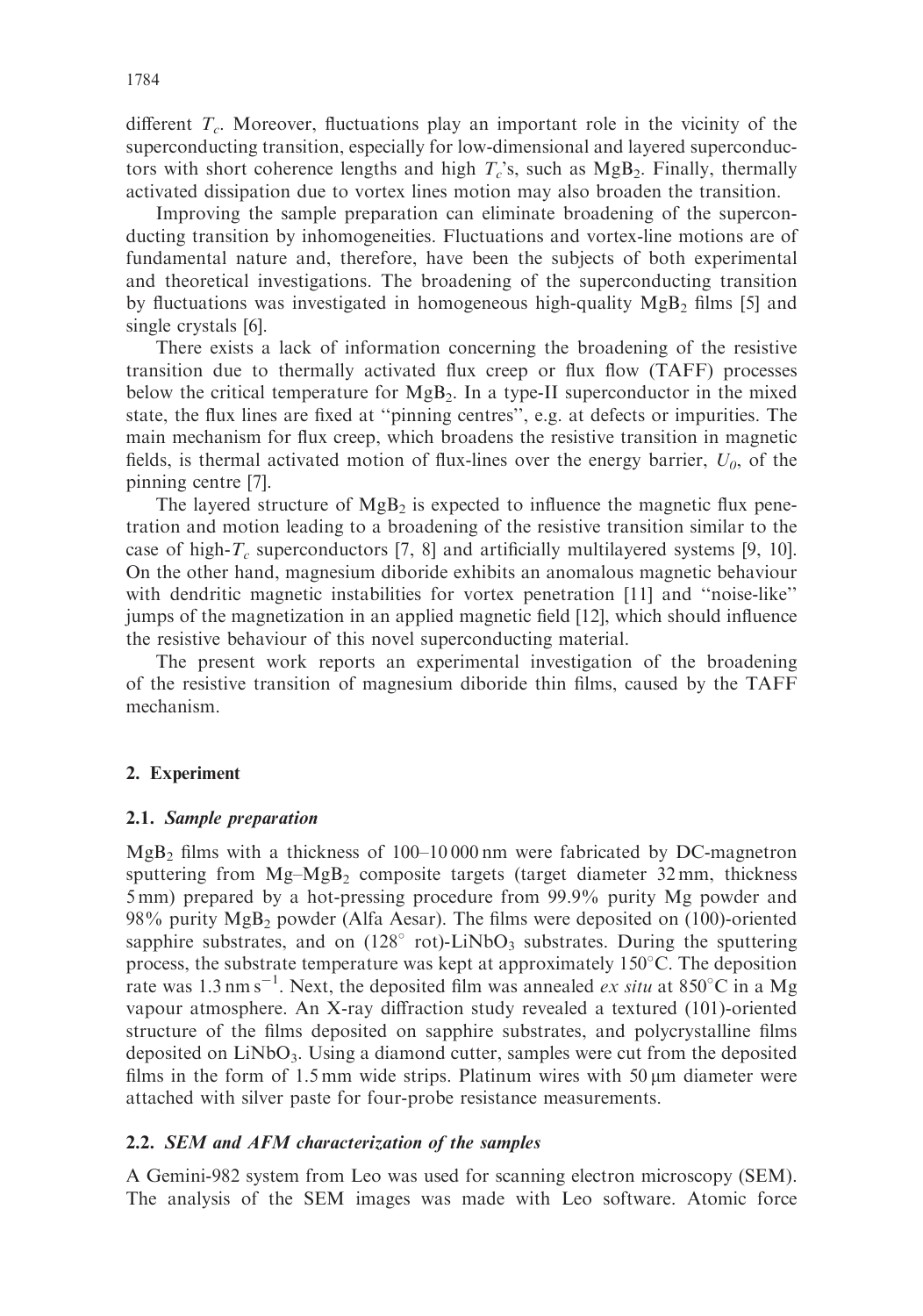different $T_c$. Moreover, fluctuations play an important role in the vicinity of the superconducting transition, especially for low-dimensional and layered superconductors with short coherence lengths and high $T_c$'s, such as $MgB_2$. Finally, thermally activated dissipation due to vortex lines motion may also broaden the transition.

Improving the sample preparation can eliminate broadening of the superconducting transition by inhomogeneities. Fluctuations and vortex-line motions are of fundamental nature and, therefore, have been the subjects of both experimental and theoretical investigations. The broadening of the superconducting transition by fluctuations was investigated in homogeneous high-quality $MgB_2$ films [5] and single crystals [6].

There exists a lack of information concerning the broadening of the resistive transition due to thermally activated flux creep or flux flow (TAFF) processes below the critical temperature for $MgB_2$. In a type-II superconductor in the mixed state, the flux lines are fixed at "pinning centres", e.g. at defects or impurities. The main mechanism for flux creep, which broadens the resistive transition in magnetic fields, is thermal activated motion of flux-lines over the energy barrier, $U_0$, of the pinning centre [7].

The layered structure of $MgB_2$ is expected to influence the magnetic flux penetration and motion leading to a broadening of the resistive transition similar to the case of high-$T_c$ superconductors [7, 8] and artificially multilayered systems [9, 10]. On the other hand, magnesium diboride exhibits an anomalous magnetic behaviour with dendritic magnetic instabilities for vortex penetration [11] and "noise-like" jumps of the magnetization in an applied magnetic field [12], which should influence the resistive behaviour of this novel superconducting material.

The present work reports an experimental investigation of the broadening of the resistive transition of magnesium diboride thin films, caused by the TAFF mechanism.

## 2. Experiment

### 2.1. *Sample preparation*

$MgB_2$ films with a thickness of 100–10 000 nm were fabricated by DC-magnetron sputtering from Mg–$MgB_2$ composite targets (target diameter 32 mm, thickness 5 mm) prepared by a hot-pressing procedure from 99.9% purity Mg powder and 98% purity $MgB_2$ powder (Alfa Aesar). The films were deposited on (100)-oriented sapphire substrates, and on (128° rot)-$LiNbO_3$ substrates. During the sputtering process, the substrate temperature was kept at approximately 150°C. The deposition rate was 1.3 nm s$^{-1}$. Next, the deposited film was annealed *ex situ* at 850°C in a Mg vapour atmosphere. An X-ray diffraction study revealed a textured (101)-oriented structure of the films deposited on sapphire substrates, and polycrystalline films deposited on $LiNbO_3$. Using a diamond cutter, samples were cut from the deposited films in the form of 1.5 mm wide strips. Platinum wires with 50 μm diameter were attached with silver paste for four-probe resistance measurements.

### 2.2. *SEM and AFM characterization of the samples*

A Gemini-982 system from Leo was used for scanning electron microscopy (SEM). The analysis of the SEM images was made with Leo software. Atomic force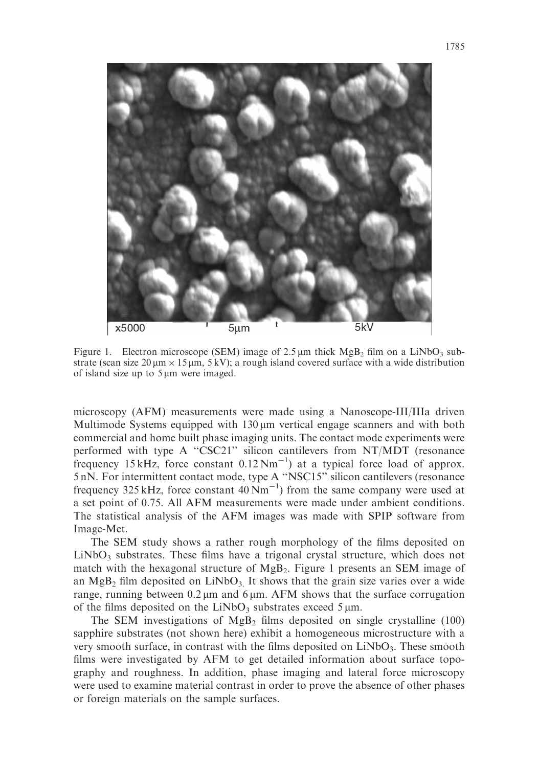Figure 1. Electron microscope (SEM) image of 2.5 μm thick $MgB_2$ film on a $LiNbO_3$ substrate (scan size 20 μm × 15 μm, 5 kV); a rough island covered surface with a wide distribution of island size up to 5 μm were imaged.

microscopy (AFM) measurements were made using a Nanoscope-III/IIIa driven Multimode Systems equipped with 130 μm vertical engage scanners and with both commercial and home built phase imaging units. The contact mode experiments were performed with type A "CSC21" silicon cantilevers from NT/MDT (resonance frequency 15 kHz, force constant 0.12 $Nm^{-1}$) at a typical force load of approx. 5 nN. For intermittent contact mode, type A "NSC15" silicon cantilevers (resonance frequency 325 kHz, force constant 40 $Nm^{-1}$) from the same company were used at a set point of 0.75. All AFM measurements were made under ambient conditions. The statistical analysis of the AFM images was made with SPIP software from Image-Met.

The SEM study shows a rather rough morphology of the films deposited on $LiNbO_3$ substrates. These films have a trigonal crystal structure, which does not match with the hexagonal structure of $MgB_2$. Figure 1 presents an SEM image of an $MgB_2$ film deposited on $LiNbO_3$. It shows that the grain size varies over a wide range, running between 0.2 μm and 6 μm. AFM shows that the surface corrugation of the films deposited on the $LiNbO_3$ substrates exceed 5 μm.

The SEM investigations of $MgB_2$ films deposited on single crystalline (100) sapphire substrates (not shown here) exhibit a homogeneous microstructure with a very smooth surface, in contrast with the films deposited on $LiNbO_3$. These smooth films were investigated by AFM to get detailed information about surface topography and roughness. In addition, phase imaging and lateral force microscopy were used to examine material contrast in order to prove the absence of other phases or foreign materials on the sample surfaces.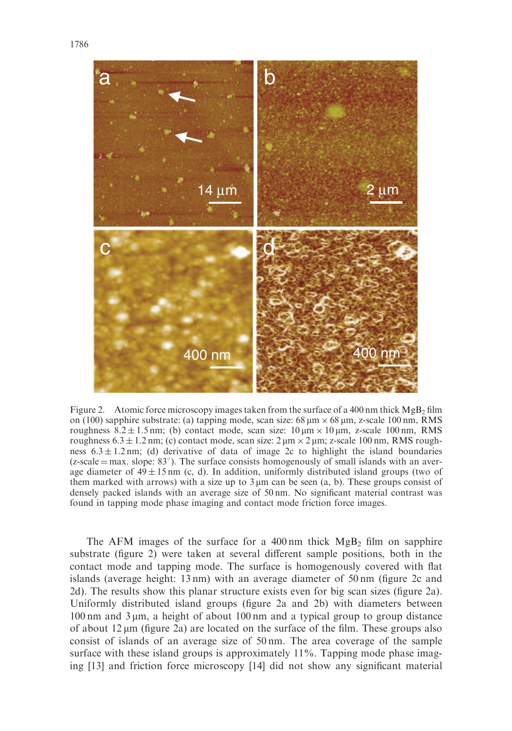Figure 2. Atomic force microscopy images taken from the surface of a 400 nm thick $MgB_2$ film on (100) sapphire substrate: (a) tapping mode, scan size: 68 μm × 68 μm, z-scale 100 nm, RMS roughness $8.2 \pm 1.5$ nm; (b) contact mode, scan size: 10 μm × 10 μm, z-scale 100 nm, RMS roughness $6.3 \pm 1.2$ nm; (c) contact mode, scan size: 2 μm × 2 μm; z-scale 100 nm, RMS roughness $6.3 \pm 1.2$ nm; (d) derivative of data of image 2c to highlight the island boundaries (z-scale = max. slope: 83°). The surface consists homogenously of small islands with an average diameter of $49 \pm 15$ nm (c, d). In addition, uniformly distributed island groups (two of them marked with arrows) with a size up to 3 μm can be seen (a, b). These groups consist of densely packed islands with an average size of 50 nm. No significant material contrast was found in tapping mode phase imaging and contact mode friction force images.

The AFM images of the surface for a 400 nm thick $MgB_2$ film on sapphire substrate (figure 2) were taken at several different sample positions, both in the contact mode and tapping mode. The surface is homogenously covered with flat islands (average height: 13 nm) with an average diameter of 50 nm (figure 2c and 2d). The results show this planar structure exists even for big scan sizes (figure 2a). Uniformly distributed island groups (figure 2a and 2b) with diameters between 100 nm and 3 μm, a height of about 100 nm and a typical group to group distance of about 12 μm (figure 2a) are located on the surface of the film. These groups also consist of islands of an average size of 50 nm. The area coverage of the sample surface with these island groups is approximately 11%. Tapping mode phase imaging [13] and friction force microscopy [14] did not show any significant material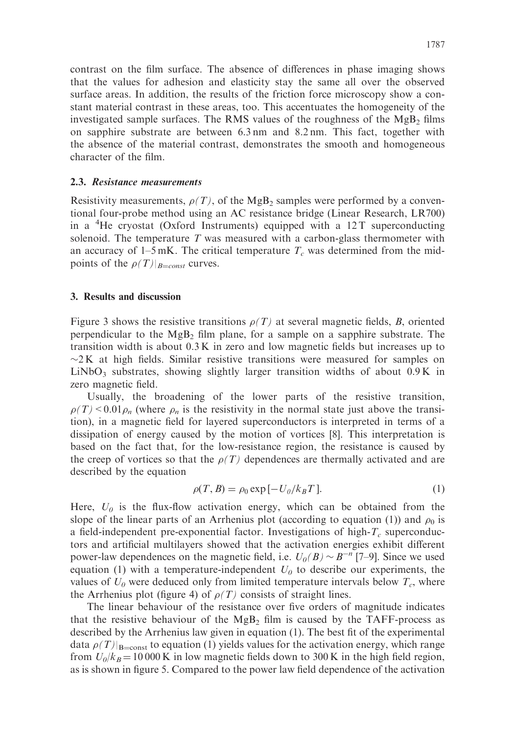contrast on the film surface. The absence of differences in phase imaging shows that the values for adhesion and elasticity stay the same all over the observed surface areas. In addition, the results of the friction force microscopy show a constant material contrast in these areas, too. This accentuates the homogeneity of the investigated sample surfaces. The RMS values of the roughness of the $MgB_2$ films on sapphire substrate are between 6.3 nm and 8.2 nm. This fact, together with the absence of the material contrast, demonstrates the smooth and homogeneous character of the film.

### 2.3. *Resistance measurements*

Resistivity measurements, $\rho(T)$, of the $MgB_2$ samples were performed by a conventional four-probe method using an AC resistance bridge (Linear Research, LR700) in a $^4$He cryostat (Oxford Instruments) equipped with a 12 T superconducting solenoid. The temperature $T$ was measured with a carbon-glass thermometer with an accuracy of 1–5 mK. The critical temperature $T_c$ was determined from the midpoints of the $\rho(T)|_{B=const}$ curves.

## 3. Results and discussion

Figure 3 shows the resistive transitions $\rho(T)$ at several magnetic fields, $B$, oriented perpendicular to the $MgB_2$ film plane, for a sample on a sapphire substrate. The transition width is about 0.3 K in zero and low magnetic fields but increases up to $\sim$2 K at high fields. Similar resistive transitions were measured for samples on $LiNbO_3$ substrates, showing slightly larger transition widths of about 0.9 K in zero magnetic field.

Usually, the broadening of the lower parts of the resistive transition, $\rho(T) < 0.01\rho_n$ (where $\rho_n$ is the resistivity in the normal state just above the transition), in a magnetic field for layered superconductors is interpreted in terms of a dissipation of energy caused by the motion of vortices [8]. This interpretation is based on the fact that, for the low-resistance region, the resistance is caused by the creep of vortices so that the $\rho(T)$ dependences are thermally activated and are described by the equation

$$\rho(T, B) = \rho_0 \exp[-U_0/k_B T]. \qquad (1)$$

Here, $U_0$ is the flux-flow activation energy, which can be obtained from the slope of the linear parts of an Arrhenius plot (according to equation (1)) and $\rho_0$ is a field-independent pre-exponential factor. Investigations of high-$T_c$ superconductors and artificial multilayers showed that the activation energies exhibit different power-law dependences on the magnetic field, i.e. $U_0(B) \sim B^{-n}$ [7–9]. Since we used equation (1) with a temperature-independent $U_0$ to describe our experiments, the values of $U_0$ were deduced only from limited temperature intervals below $T_c$, where the Arrhenius plot (figure 4) of $\rho(T)$ consists of straight lines.

The linear behaviour of the resistance over five orders of magnitude indicates that the resistive behaviour of the $MgB_2$ film is caused by the TAFF-process as described by the Arrhenius law given in equation (1). The best fit of the experimental data $\rho(T)|_{B=const}$ to equation (1) yields values for the activation energy, which range from $U_0/k_B = 10\,000$ K in low magnetic fields down to 300 K in the high field region, as is shown in figure 5. Compared to the power law field dependence of the activation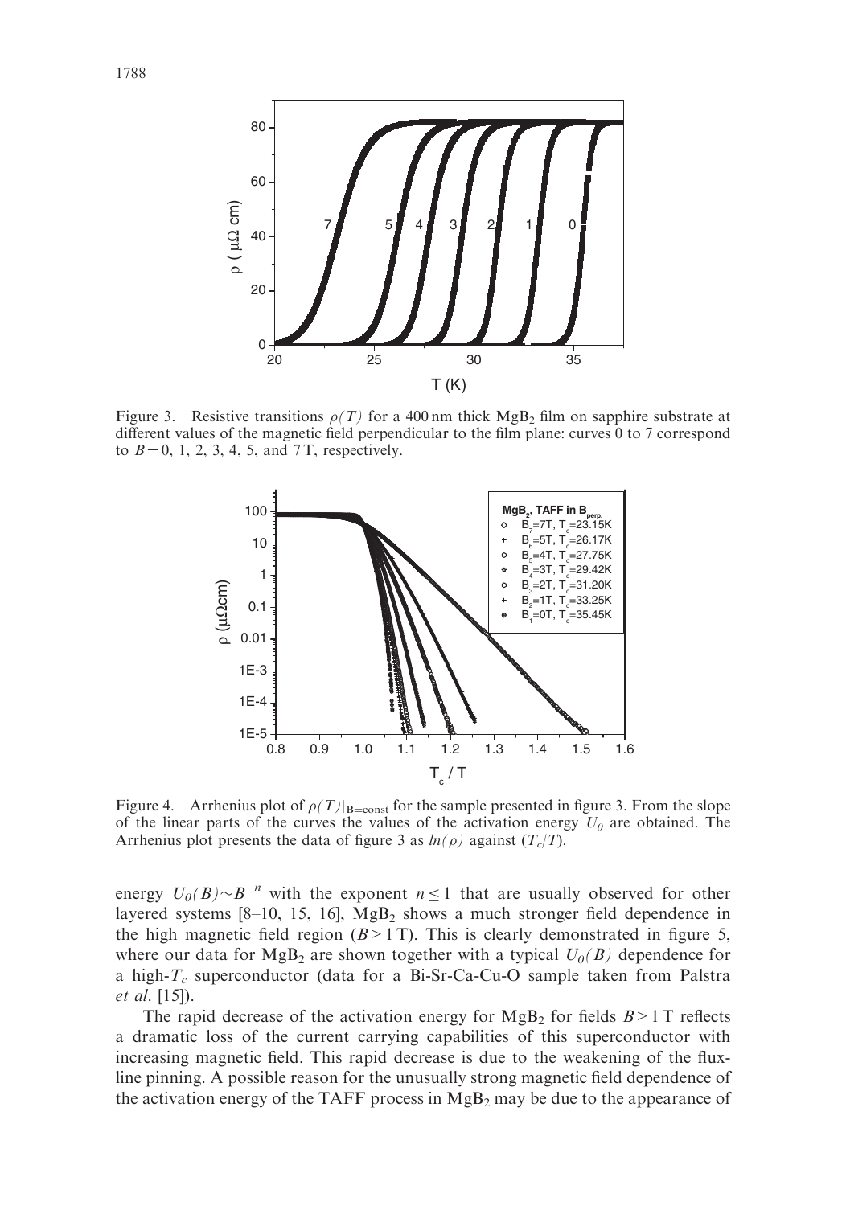Figure 3. Resistive transitions $\rho(T)$ for a 400 nm thick $MgB_2$ film on sapphire substrate at different values of the magnetic field perpendicular to the film plane: curves 0 to 7 correspond to $B = 0$, 1, 2, 3, 4, 5, and 7 T, respectively.

Figure 4. Arrhenius plot of $\rho(T)|_{B=\text{const}}$ for the sample presented in figure 3. From the slope of the linear parts of the curves the values of the activation energy $U_0$ are obtained. The Arrhenius plot presents the data of figure 3 as $ln(\rho)$ against $(T_c/T)$.

energy $U_0(B) \sim B^{-n}$ with the exponent $n \leq 1$ that are usually observed for other layered systems [8–10, 15, 16], $MgB_2$ shows a much stronger field dependence in the high magnetic field region ($B > 1$ T). This is clearly demonstrated in figure 5, where our data for $MgB_2$ are shown together with a typical $U_0(B)$ dependence for a high-$T_c$ superconductor (data for a Bi-Sr-Ca-Cu-O sample taken from Palstra *et al.* [15]).

The rapid decrease of the activation energy for $MgB_2$ for fields $B > 1$ T reflects a dramatic loss of the current carrying capabilities of this superconductor with increasing magnetic field. This rapid decrease is due to the weakening of the flux-line pinning. A possible reason for the unusually strong magnetic field dependence of the activation energy of the TAFF process in $MgB_2$ may be due to the appearance of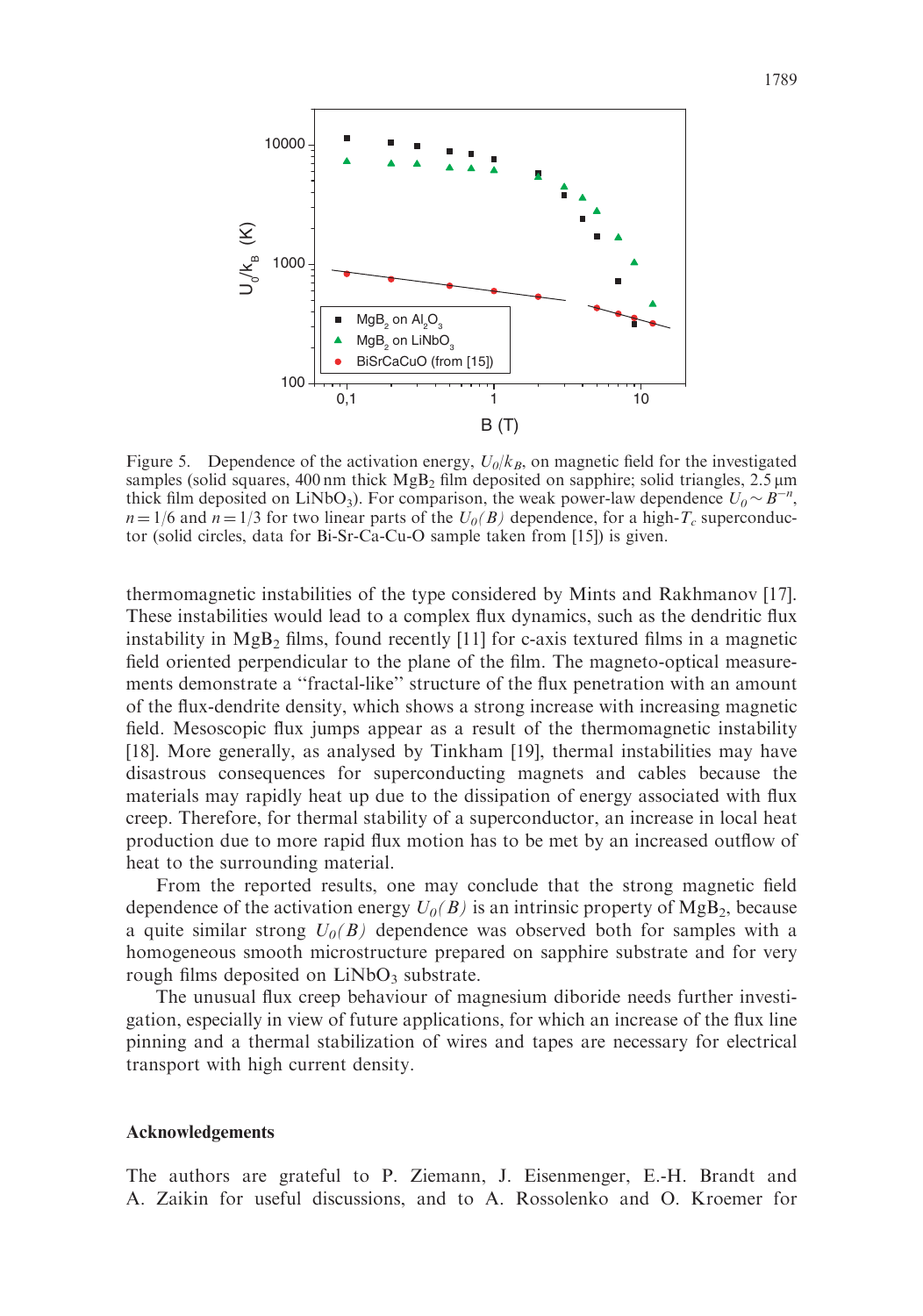Figure 5. Dependence of the activation energy, $U_0/k_B$, on magnetic field for the investigated samples (solid squares, 400 nm thick $MgB_2$ film deposited on sapphire; solid triangles, 2.5 µm thick film deposited on $LiNbO_3$). For comparison, the weak power-law dependence $U_0 \sim B^{-n}$, $n = 1/6$ and $n = 1/3$ for two linear parts of the $U_0(B)$ dependence, for a high-$T_c$ superconductor (solid circles, data for Bi-Sr-Ca-Cu-O sample taken from [15]) is given.

thermomagnetic instabilities of the type considered by Mints and Rakhmanov [17]. These instabilities would lead to a complex flux dynamics, such as the dendritic flux instability in $MgB_2$ films, found recently [11] for c-axis textured films in a magnetic field oriented perpendicular to the plane of the film. The magneto-optical measurements demonstrate a "fractal-like" structure of the flux penetration with an amount of the flux-dendrite density, which shows a strong increase with increasing magnetic field. Mesoscopic flux jumps appear as a result of the thermomagnetic instability [18]. More generally, as analysed by Tinkham [19], thermal instabilities may have disastrous consequences for superconducting magnets and cables because the materials may rapidly heat up due to the dissipation of energy associated with flux creep. Therefore, for thermal stability of a superconductor, an increase in local heat production due to more rapid flux motion has to be met by an increased outflow of heat to the surrounding material.

From the reported results, one may conclude that the strong magnetic field dependence of the activation energy $U_0(B)$ is an intrinsic property of $MgB_2$, because a quite similar strong $U_0(B)$ dependence was observed both for samples with a homogeneous smooth microstructure prepared on sapphire substrate and for very rough films deposited on $LiNbO_3$ substrate.

The unusual flux creep behaviour of magnesium diboride needs further investigation, especially in view of future applications, for which an increase of the flux line pinning and a thermal stabilization of wires and tapes are necessary for electrical transport with high current density.

## Acknowledgements

The authors are grateful to P. Ziemann, J. Eisenmenger, E.-H. Brandt and A. Zaikin for useful discussions, and to A. Rossolenko and O. Kroemer for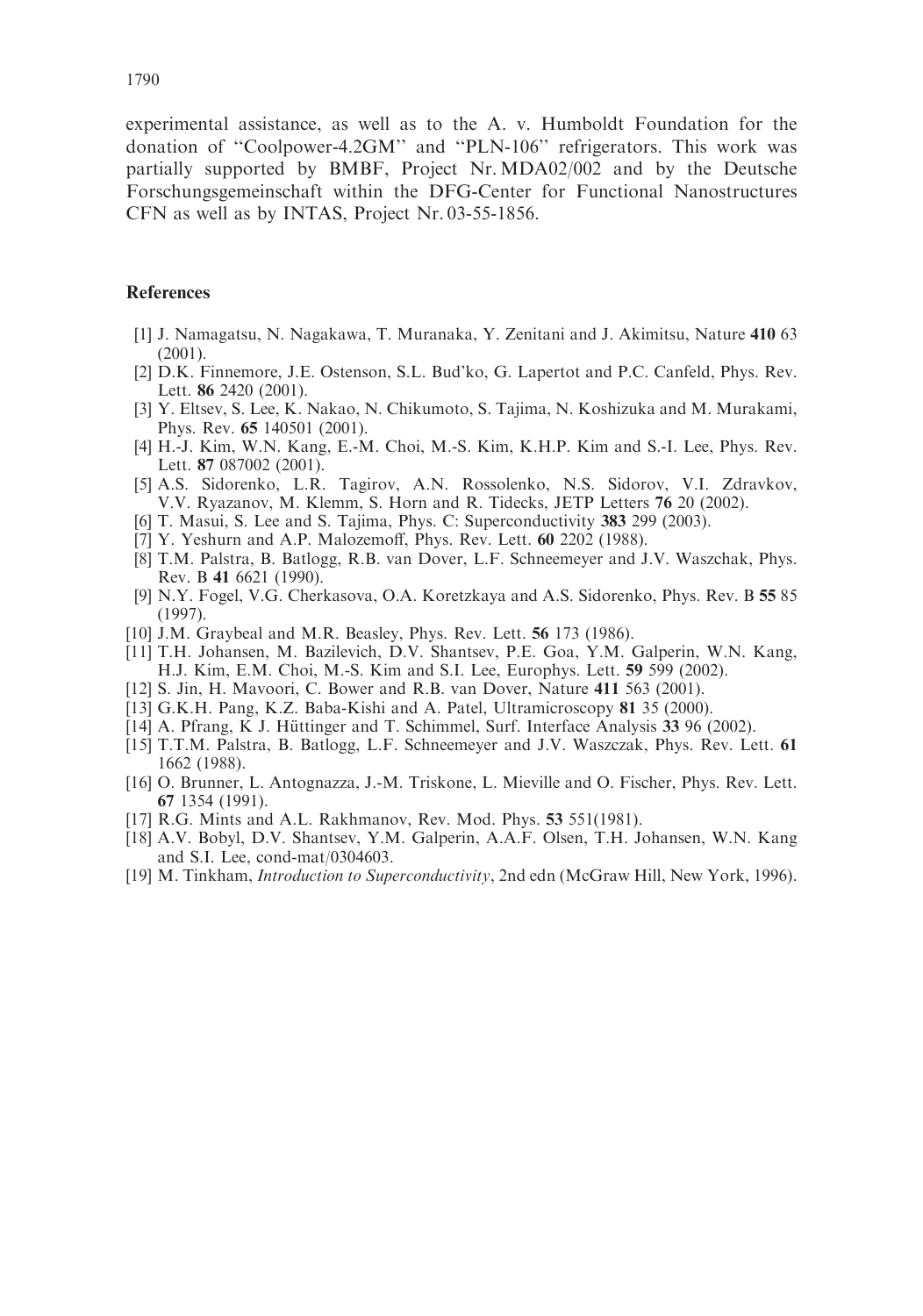experimental assistance, as well as to the A. v. Humboldt Foundation for the donation of "Coolpower-4.2GM" and "PLN-106" refrigerators. This work was partially supported by BMBF, Project Nr. MDA02/002 and by the Deutsche Forschungsgemeinschaft within the DFG-Center for Functional Nanostructures CFN as well as by INTAS, Project Nr. 03-55-1856.

## References

[1] J. Namagatsu, N. Nagakawa, T. Muranaka, Y. Zenitani and J. Akimitsu, Nature **410** 63 (2001).

[2] D.K. Finnemore, J.E. Ostenson, S.L. Bud'ko, G. Lapertot and P.C. Canfeld, Phys. Rev. Lett. **86** 2420 (2001).

[3] Y. Eltsev, S. Lee, K. Nakao, N. Chikumoto, S. Tajima, N. Koshizuka and M. Murakami, Phys. Rev. **65** 140501 (2001).

[4] H.-J. Kim, W.N. Kang, E.-M. Choi, M.-S. Kim, K.H.P. Kim and S.-I. Lee, Phys. Rev. Lett. **87** 087002 (2001).

[5] A.S. Sidorenko, L.R. Tagirov, A.N. Rossolenko, N.S. Sidorov, V.I. Zdravkov, V.V. Ryazanov, M. Klemm, S. Horn and R. Tidecks, JETP Letters **76** 20 (2002).

[6] T. Masui, S. Lee and S. Tajima, Phys. C: Superconductivity **383** 299 (2003).

[7] Y. Yeshurn and A.P. Malozemoff, Phys. Rev. Lett. **60** 2202 (1988).

[8] T.M. Palstra, B. Batlogg, R.B. van Dover, L.F. Schneemeyer and J.V. Waszchak, Phys. Rev. B **41** 6621 (1990).

[9] N.Y. Fogel, V.G. Cherkasova, O.A. Koretzkaya and A.S. Sidorenko, Phys. Rev. B **55** 85 (1997).

[10] J.M. Graybeal and M.R. Beasley, Phys. Rev. Lett. **56** 173 (1986).

[11] T.H. Johansen, M. Bazilevich, D.V. Shantsev, P.E. Goa, Y.M. Galperin, W.N. Kang, H.J. Kim, E.M. Choi, M.-S. Kim and S.I. Lee, Europhys. Lett. **59** 599 (2002).

[12] S. Jin, H. Mavoori, C. Bower and R.B. van Dover, Nature **411** 563 (2001).

[13] G.K.H. Pang, K.Z. Baba-Kishi and A. Patel, Ultramicroscopy **81** 35 (2000).

[14] A. Pfrang, K J. Hüttinger and T. Schimmel, Surf. Interface Analysis **33** 96 (2002).

[15] T.T.M. Palstra, B. Batlogg, L.F. Schneemeyer and J.V. Waszczak, Phys. Rev. Lett. **61** 1662 (1988).

[16] O. Brunner, L. Antognazza, J.-M. Triskone, L. Mieville and O. Fischer, Phys. Rev. Lett. **67** 1354 (1991).

[17] R.G. Mints and A.L. Rakhmanov, Rev. Mod. Phys. **53** 551(1981).

[18] A.V. Bobyl, D.V. Shantsev, Y.M. Galperin, A.A.F. Olsen, T.H. Johansen, W.N. Kang and S.I. Lee, cond-mat/0304603.

[19] M. Tinkham, *Introduction to Superconductivity*, 2nd edn (McGraw Hill, New York, 1996).